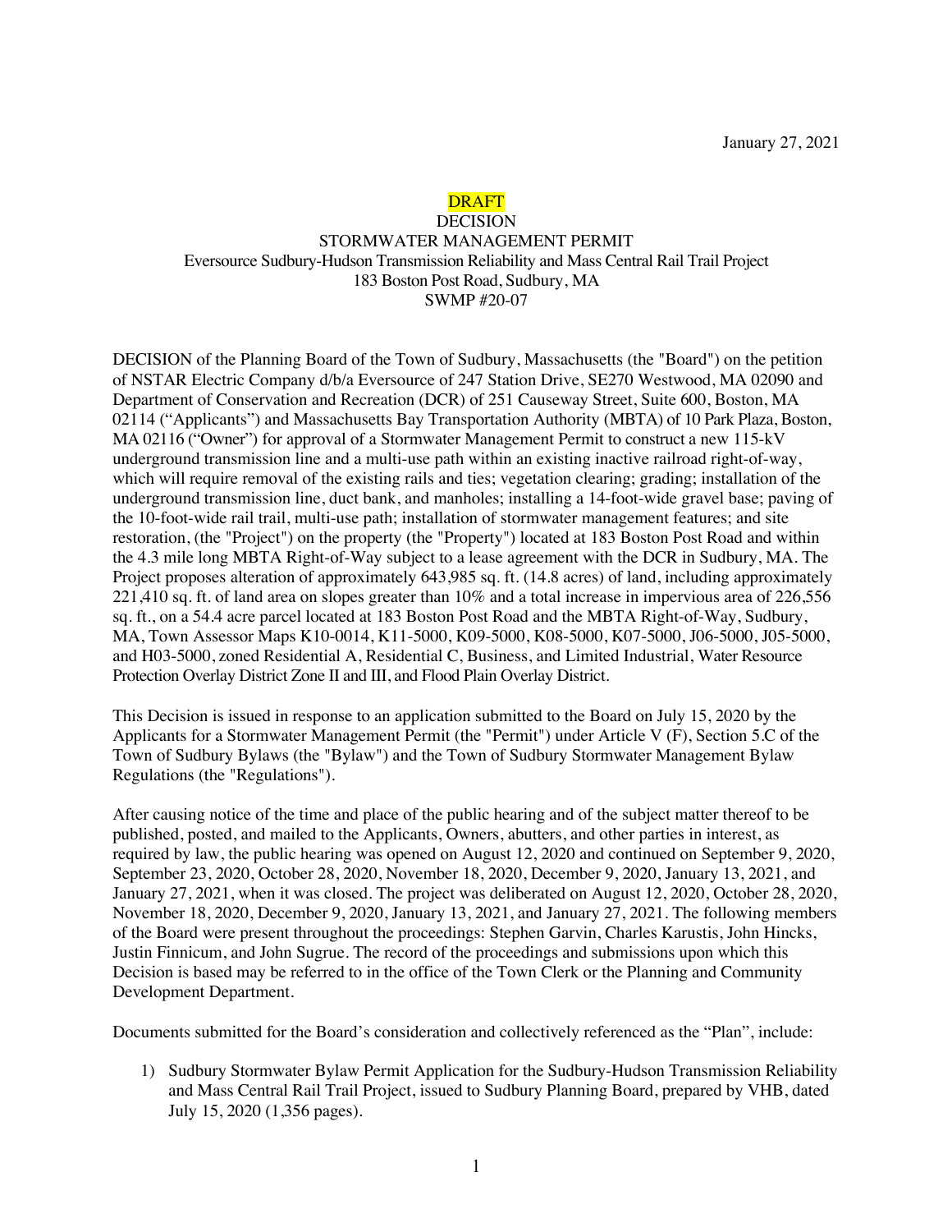January 27, 2021

**DRAFT**

DECISION

STORMWATER MANAGEMENT PERMIT

Eversource Sudbury-Hudson Transmission Reliability and Mass Central Rail Trail Project

183 Boston Post Road, Sudbury, MA

SWMP #20-07

DECISION of the Planning Board of the Town of Sudbury, Massachusetts (the "Board") on the petition of NSTAR Electric Company d/b/a Eversource of 247 Station Drive, SE270 Westwood, MA 02090 and Department of Conservation and Recreation (DCR) of 251 Causeway Street, Suite 600, Boston, MA 02114 ("Applicants") and Massachusetts Bay Transportation Authority (MBTA) of 10 Park Plaza, Boston, MA 02116 ("Owner") for approval of a Stormwater Management Permit to construct a new 115-kV underground transmission line and a multi-use path within an existing inactive railroad right-of-way, which will require removal of the existing rails and ties; vegetation clearing; grading; installation of the underground transmission line, duct bank, and manholes; installing a 14-foot-wide gravel base; paving of the 10-foot-wide rail trail, multi-use path; installation of stormwater management features; and site restoration, (the "Project") on the property (the "Property") located at 183 Boston Post Road and within the 4.3 mile long MBTA Right-of-Way subject to a lease agreement with the DCR in Sudbury, MA. The Project proposes alteration of approximately 643,985 sq. ft. (14.8 acres) of land, including approximately 221,410 sq. ft. of land area on slopes greater than 10% and a total increase in impervious area of 226,556 sq. ft., on a 54.4 acre parcel located at 183 Boston Post Road and the MBTA Right-of-Way, Sudbury, MA, Town Assessor Maps K10-0014, K11-5000, K09-5000, K08-5000, K07-5000, J06-5000, J05-5000, and H03-5000, zoned Residential A, Residential C, Business, and Limited Industrial, Water Resource Protection Overlay District Zone II and III, and Flood Plain Overlay District.

This Decision is issued in response to an application submitted to the Board on July 15, 2020 by the Applicants for a Stormwater Management Permit (the "Permit") under Article V (F), Section 5.C of the Town of Sudbury Bylaws (the "Bylaw") and the Town of Sudbury Stormwater Management Bylaw Regulations (the "Regulations").

After causing notice of the time and place of the public hearing and of the subject matter thereof to be published, posted, and mailed to the Applicants, Owners, abutters, and other parties in interest, as required by law, the public hearing was opened on August 12, 2020 and continued on September 9, 2020, September 23, 2020, October 28, 2020, November 18, 2020, December 9, 2020, January 13, 2021, and January 27, 2021, when it was closed. The project was deliberated on August 12, 2020, October 28, 2020, November 18, 2020, December 9, 2020, January 13, 2021, and January 27, 2021. The following members of the Board were present throughout the proceedings: Stephen Garvin, Charles Karustis, John Hincks, Justin Finnicum, and John Sugrue. The record of the proceedings and submissions upon which this Decision is based may be referred to in the office of the Town Clerk or the Planning and Community Development Department.

Documents submitted for the Board's consideration and collectively referenced as the "Plan", include:

1) Sudbury Stormwater Bylaw Permit Application for the Sudbury-Hudson Transmission Reliability and Mass Central Rail Trail Project, issued to Sudbury Planning Board, prepared by VHB, dated July 15, 2020 (1,356 pages).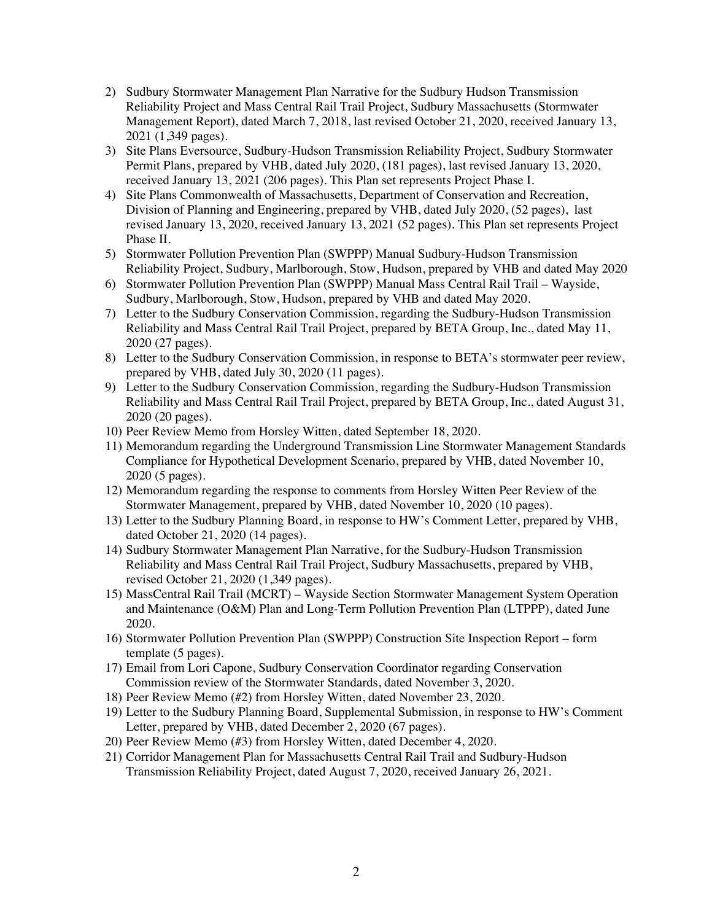2) Sudbury Stormwater Management Plan Narrative for the Sudbury Hudson Transmission Reliability Project and Mass Central Rail Trail Project, Sudbury Massachusetts (Stormwater Management Report), dated March 7, 2018, last revised October 21, 2020, received January 13, 2021 (1,349 pages).
3) Site Plans Eversource, Sudbury-Hudson Transmission Reliability Project, Sudbury Stormwater Permit Plans, prepared by VHB, dated July 2020, (181 pages), last revised January 13, 2020, received January 13, 2021 (206 pages). This Plan set represents Project Phase I.
4) Site Plans Commonwealth of Massachusetts, Department of Conservation and Recreation, Division of Planning and Engineering, prepared by VHB, dated July 2020, (52 pages), last revised January 13, 2020, received January 13, 2021 (52 pages). This Plan set represents Project Phase II.
5) Stormwater Pollution Prevention Plan (SWPPP) Manual Sudbury-Hudson Transmission Reliability Project, Sudbury, Marlborough, Stow, Hudson, prepared by VHB and dated May 2020
6) Stormwater Pollution Prevention Plan (SWPPP) Manual Mass Central Rail Trail – Wayside, Sudbury, Marlborough, Stow, Hudson, prepared by VHB and dated May 2020.
7) Letter to the Sudbury Conservation Commission, regarding the Sudbury-Hudson Transmission Reliability and Mass Central Rail Trail Project, prepared by BETA Group, Inc., dated May 11, 2020 (27 pages).
8) Letter to the Sudbury Conservation Commission, in response to BETA's stormwater peer review, prepared by VHB, dated July 30, 2020 (11 pages).
9) Letter to the Sudbury Conservation Commission, regarding the Sudbury-Hudson Transmission Reliability and Mass Central Rail Trail Project, prepared by BETA Group, Inc., dated August 31, 2020 (20 pages).
10) Peer Review Memo from Horsley Witten, dated September 18, 2020.
11) Memorandum regarding the Underground Transmission Line Stormwater Management Standards Compliance for Hypothetical Development Scenario, prepared by VHB, dated November 10, 2020 (5 pages).
12) Memorandum regarding the response to comments from Horsley Witten Peer Review of the Stormwater Management, prepared by VHB, dated November 10, 2020 (10 pages).
13) Letter to the Sudbury Planning Board, in response to HW's Comment Letter, prepared by VHB, dated October 21, 2020 (14 pages).
14) Sudbury Stormwater Management Plan Narrative, for the Sudbury-Hudson Transmission Reliability and Mass Central Rail Trail Project, Sudbury Massachusetts, prepared by VHB, revised October 21, 2020 (1,349 pages).
15) MassCentral Rail Trail (MCRT) – Wayside Section Stormwater Management System Operation and Maintenance (O&M) Plan and Long-Term Pollution Prevention Plan (LTPPP), dated June 2020.
16) Stormwater Pollution Prevention Plan (SWPPP) Construction Site Inspection Report – form template (5 pages).
17) Email from Lori Capone, Sudbury Conservation Coordinator regarding Conservation Commission review of the Stormwater Standards, dated November 3, 2020.
18) Peer Review Memo (#2) from Horsley Witten, dated November 23, 2020.
19) Letter to the Sudbury Planning Board, Supplemental Submission, in response to HW's Comment Letter, prepared by VHB, dated December 2, 2020 (67 pages).
20) Peer Review Memo (#3) from Horsley Witten, dated December 4, 2020.
21) Corridor Management Plan for Massachusetts Central Rail Trail and Sudbury-Hudson Transmission Reliability Project, dated August 7, 2020, received January 26, 2021.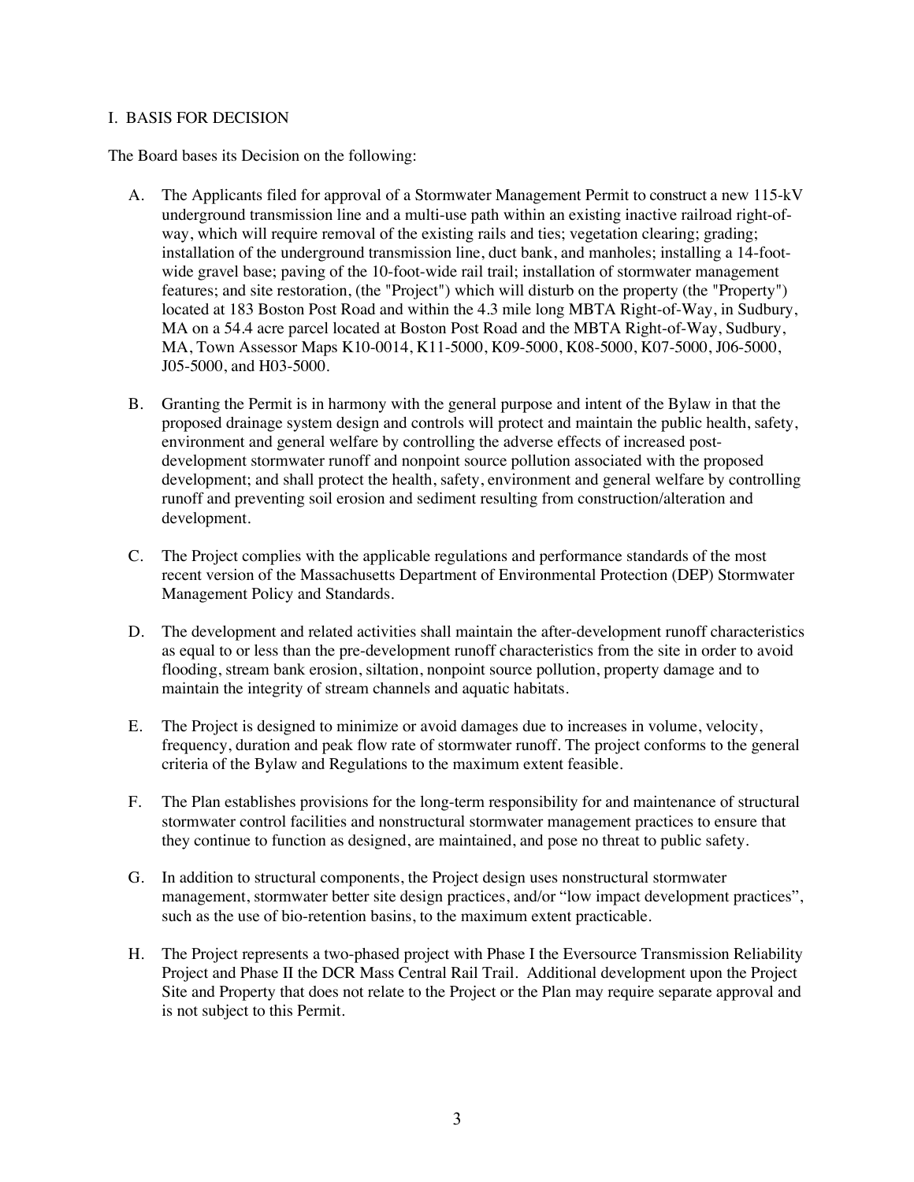## I. BASIS FOR DECISION

The Board bases its Decision on the following:

A. The Applicants filed for approval of a Stormwater Management Permit to construct a new 115-kV underground transmission line and a multi-use path within an existing inactive railroad right-of-way, which will require removal of the existing rails and ties; vegetation clearing; grading; installation of the underground transmission line, duct bank, and manholes; installing a 14-foot-wide gravel base; paving of the 10-foot-wide rail trail; installation of stormwater management features; and site restoration, (the "Project") which will disturb on the property (the "Property") located at 183 Boston Post Road and within the 4.3 mile long MBTA Right-of-Way, in Sudbury, MA on a 54.4 acre parcel located at Boston Post Road and the MBTA Right-of-Way, Sudbury, MA, Town Assessor Maps K10-0014, K11-5000, K09-5000, K08-5000, K07-5000, J06-5000, J05-5000, and H03-5000.

B. Granting the Permit is in harmony with the general purpose and intent of the Bylaw in that the proposed drainage system design and controls will protect and maintain the public health, safety, environment and general welfare by controlling the adverse effects of increased post-development stormwater runoff and nonpoint source pollution associated with the proposed development; and shall protect the health, safety, environment and general welfare by controlling runoff and preventing soil erosion and sediment resulting from construction/alteration and development.

C. The Project complies with the applicable regulations and performance standards of the most recent version of the Massachusetts Department of Environmental Protection (DEP) Stormwater Management Policy and Standards.

D. The development and related activities shall maintain the after-development runoff characteristics as equal to or less than the pre-development runoff characteristics from the site in order to avoid flooding, stream bank erosion, siltation, nonpoint source pollution, property damage and to maintain the integrity of stream channels and aquatic habitats.

E. The Project is designed to minimize or avoid damages due to increases in volume, velocity, frequency, duration and peak flow rate of stormwater runoff. The project conforms to the general criteria of the Bylaw and Regulations to the maximum extent feasible.

F. The Plan establishes provisions for the long-term responsibility for and maintenance of structural stormwater control facilities and nonstructural stormwater management practices to ensure that they continue to function as designed, are maintained, and pose no threat to public safety.

G. In addition to structural components, the Project design uses nonstructural stormwater management, stormwater better site design practices, and/or "low impact development practices", such as the use of bio-retention basins, to the maximum extent practicable.

H. The Project represents a two-phased project with Phase I the Eversource Transmission Reliability Project and Phase II the DCR Mass Central Rail Trail. Additional development upon the Project Site and Property that does not relate to the Project or the Plan may require separate approval and is not subject to this Permit.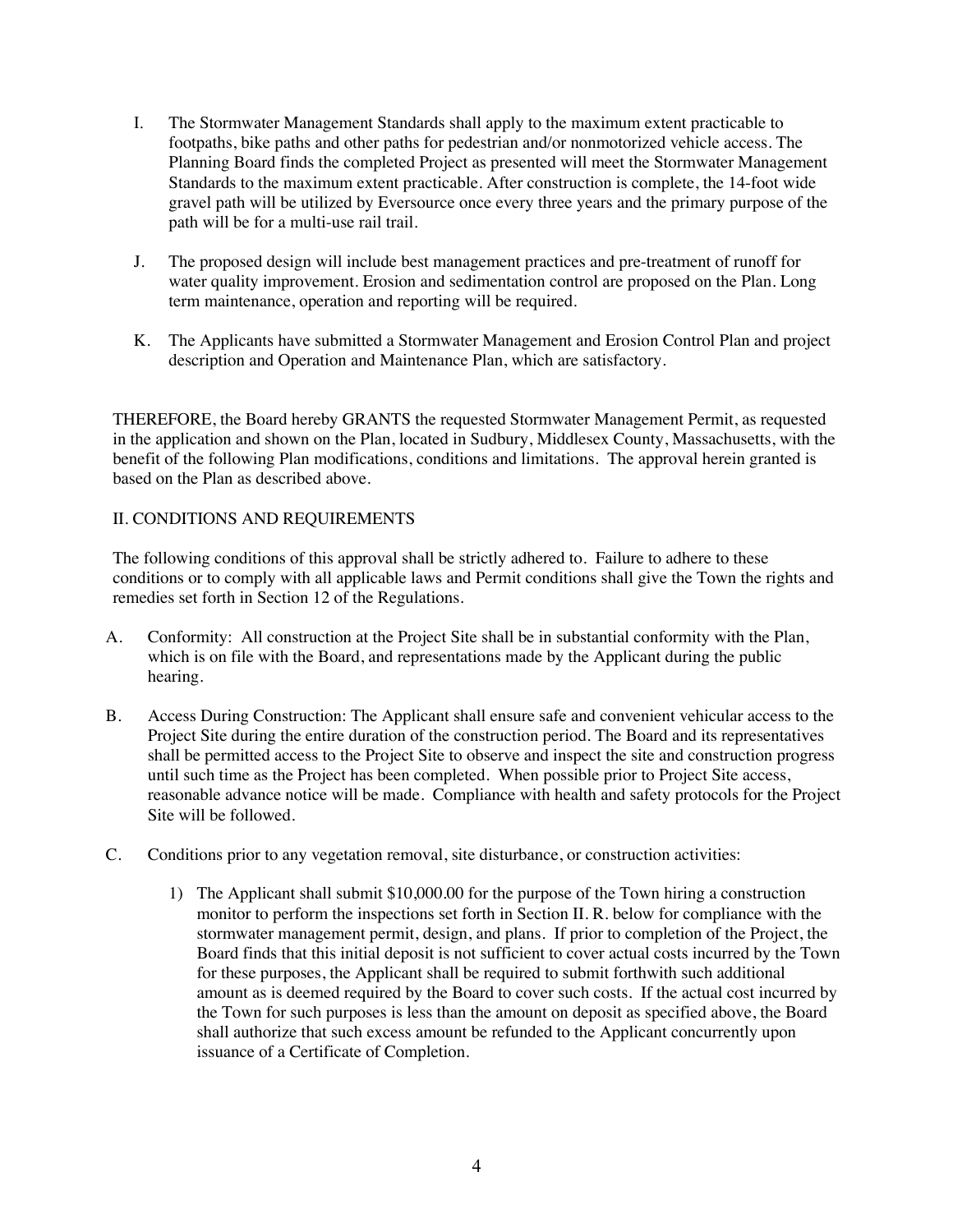I. The Stormwater Management Standards shall apply to the maximum extent practicable to footpaths, bike paths and other paths for pedestrian and/or nonmotorized vehicle access. The Planning Board finds the completed Project as presented will meet the Stormwater Management Standards to the maximum extent practicable. After construction is complete, the 14-foot wide gravel path will be utilized by Eversource once every three years and the primary purpose of the path will be for a multi-use rail trail.

J. The proposed design will include best management practices and pre-treatment of runoff for water quality improvement. Erosion and sedimentation control are proposed on the Plan. Long term maintenance, operation and reporting will be required.

K. The Applicants have submitted a Stormwater Management and Erosion Control Plan and project description and Operation and Maintenance Plan, which are satisfactory.

THEREFORE, the Board hereby GRANTS the requested Stormwater Management Permit, as requested in the application and shown on the Plan, located in Sudbury, Middlesex County, Massachusetts, with the benefit of the following Plan modifications, conditions and limitations. The approval herein granted is based on the Plan as described above.

## II. CONDITIONS AND REQUIREMENTS

The following conditions of this approval shall be strictly adhered to. Failure to adhere to these conditions or to comply with all applicable laws and Permit conditions shall give the Town the rights and remedies set forth in Section 12 of the Regulations.

A. Conformity: All construction at the Project Site shall be in substantial conformity with the Plan, which is on file with the Board, and representations made by the Applicant during the public hearing.

B. Access During Construction: The Applicant shall ensure safe and convenient vehicular access to the Project Site during the entire duration of the construction period. The Board and its representatives shall be permitted access to the Project Site to observe and inspect the site and construction progress until such time as the Project has been completed. When possible prior to Project Site access, reasonable advance notice will be made. Compliance with health and safety protocols for the Project Site will be followed.

C. Conditions prior to any vegetation removal, site disturbance, or construction activities:

   1) The Applicant shall submit $10,000.00 for the purpose of the Town hiring a construction monitor to perform the inspections set forth in Section II. R. below for compliance with the stormwater management permit, design, and plans. If prior to completion of the Project, the Board finds that this initial deposit is not sufficient to cover actual costs incurred by the Town for these purposes, the Applicant shall be required to submit forthwith such additional amount as is deemed required by the Board to cover such costs. If the actual cost incurred by the Town for such purposes is less than the amount on deposit as specified above, the Board shall authorize that such excess amount be refunded to the Applicant concurrently upon issuance of a Certificate of Completion.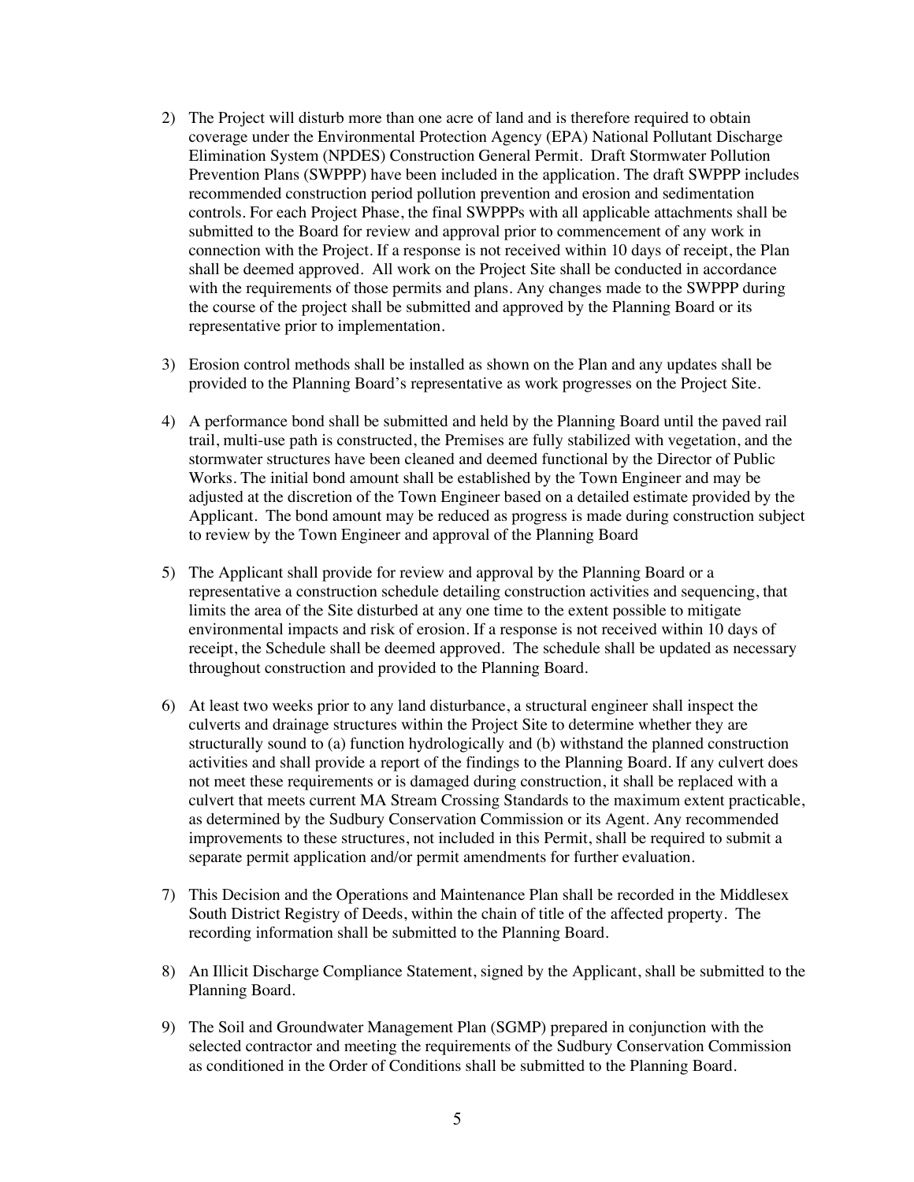2) The Project will disturb more than one acre of land and is therefore required to obtain coverage under the Environmental Protection Agency (EPA) National Pollutant Discharge Elimination System (NPDES) Construction General Permit. Draft Stormwater Pollution Prevention Plans (SWPPP) have been included in the application. The draft SWPPP includes recommended construction period pollution prevention and erosion and sedimentation controls. For each Project Phase, the final SWPPPs with all applicable attachments shall be submitted to the Board for review and approval prior to commencement of any work in connection with the Project. If a response is not received within 10 days of receipt, the Plan shall be deemed approved. All work on the Project Site shall be conducted in accordance with the requirements of those permits and plans. Any changes made to the SWPPP during the course of the project shall be submitted and approved by the Planning Board or its representative prior to implementation.

3) Erosion control methods shall be installed as shown on the Plan and any updates shall be provided to the Planning Board's representative as work progresses on the Project Site.

4) A performance bond shall be submitted and held by the Planning Board until the paved rail trail, multi-use path is constructed, the Premises are fully stabilized with vegetation, and the stormwater structures have been cleaned and deemed functional by the Director of Public Works. The initial bond amount shall be established by the Town Engineer and may be adjusted at the discretion of the Town Engineer based on a detailed estimate provided by the Applicant. The bond amount may be reduced as progress is made during construction subject to review by the Town Engineer and approval of the Planning Board

5) The Applicant shall provide for review and approval by the Planning Board or a representative a construction schedule detailing construction activities and sequencing, that limits the area of the Site disturbed at any one time to the extent possible to mitigate environmental impacts and risk of erosion. If a response is not received within 10 days of receipt, the Schedule shall be deemed approved. The schedule shall be updated as necessary throughout construction and provided to the Planning Board.

6) At least two weeks prior to any land disturbance, a structural engineer shall inspect the culverts and drainage structures within the Project Site to determine whether they are structurally sound to (a) function hydrologically and (b) withstand the planned construction activities and shall provide a report of the findings to the Planning Board. If any culvert does not meet these requirements or is damaged during construction, it shall be replaced with a culvert that meets current MA Stream Crossing Standards to the maximum extent practicable, as determined by the Sudbury Conservation Commission or its Agent. Any recommended improvements to these structures, not included in this Permit, shall be required to submit a separate permit application and/or permit amendments for further evaluation.

7) This Decision and the Operations and Maintenance Plan shall be recorded in the Middlesex South District Registry of Deeds, within the chain of title of the affected property. The recording information shall be submitted to the Planning Board.

8) An Illicit Discharge Compliance Statement, signed by the Applicant, shall be submitted to the Planning Board.

9) The Soil and Groundwater Management Plan (SGMP) prepared in conjunction with the selected contractor and meeting the requirements of the Sudbury Conservation Commission as conditioned in the Order of Conditions shall be submitted to the Planning Board.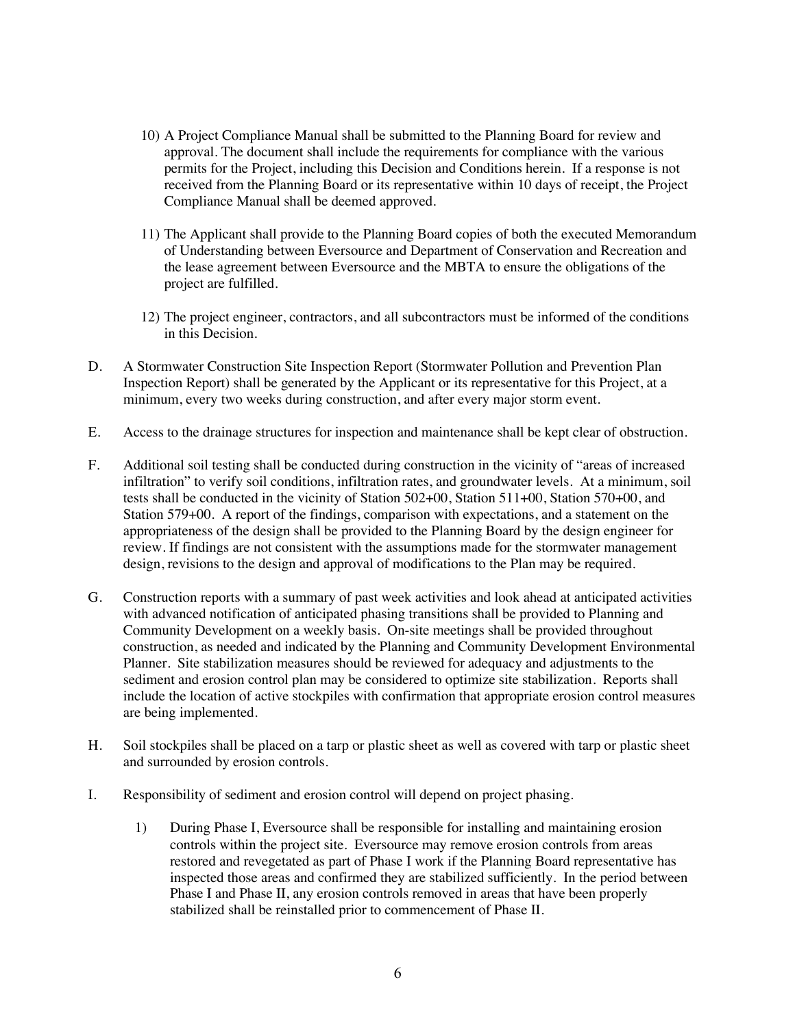10) A Project Compliance Manual shall be submitted to the Planning Board for review and approval. The document shall include the requirements for compliance with the various permits for the Project, including this Decision and Conditions herein. If a response is not received from the Planning Board or its representative within 10 days of receipt, the Project Compliance Manual shall be deemed approved.

11) The Applicant shall provide to the Planning Board copies of both the executed Memorandum of Understanding between Eversource and Department of Conservation and Recreation and the lease agreement between Eversource and the MBTA to ensure the obligations of the project are fulfilled.

12) The project engineer, contractors, and all subcontractors must be informed of the conditions in this Decision.

D. A Stormwater Construction Site Inspection Report (Stormwater Pollution and Prevention Plan Inspection Report) shall be generated by the Applicant or its representative for this Project, at a minimum, every two weeks during construction, and after every major storm event.

E. Access to the drainage structures for inspection and maintenance shall be kept clear of obstruction.

F. Additional soil testing shall be conducted during construction in the vicinity of "areas of increased infiltration" to verify soil conditions, infiltration rates, and groundwater levels. At a minimum, soil tests shall be conducted in the vicinity of Station 502+00, Station 511+00, Station 570+00, and Station 579+00. A report of the findings, comparison with expectations, and a statement on the appropriateness of the design shall be provided to the Planning Board by the design engineer for review. If findings are not consistent with the assumptions made for the stormwater management design, revisions to the design and approval of modifications to the Plan may be required.

G. Construction reports with a summary of past week activities and look ahead at anticipated activities with advanced notification of anticipated phasing transitions shall be provided to Planning and Community Development on a weekly basis. On-site meetings shall be provided throughout construction, as needed and indicated by the Planning and Community Development Environmental Planner. Site stabilization measures should be reviewed for adequacy and adjustments to the sediment and erosion control plan may be considered to optimize site stabilization. Reports shall include the location of active stockpiles with confirmation that appropriate erosion control measures are being implemented.

H. Soil stockpiles shall be placed on a tarp or plastic sheet as well as covered with tarp or plastic sheet and surrounded by erosion controls.

I. Responsibility of sediment and erosion control will depend on project phasing.

1) During Phase I, Eversource shall be responsible for installing and maintaining erosion controls within the project site. Eversource may remove erosion controls from areas restored and revegetated as part of Phase I work if the Planning Board representative has inspected those areas and confirmed they are stabilized sufficiently. In the period between Phase I and Phase II, any erosion controls removed in areas that have been properly stabilized shall be reinstalled prior to commencement of Phase II.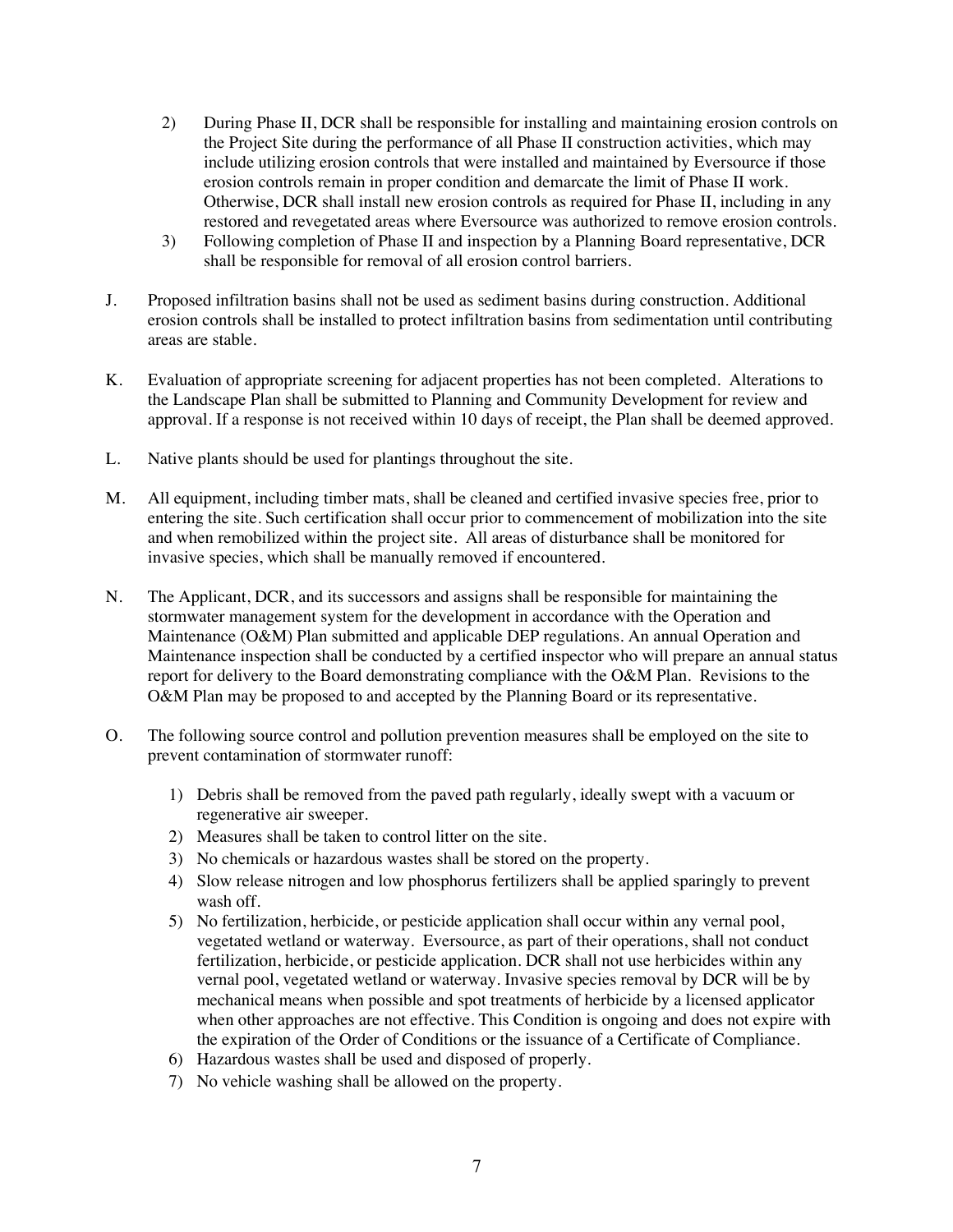2) During Phase II, DCR shall be responsible for installing and maintaining erosion controls on the Project Site during the performance of all Phase II construction activities, which may include utilizing erosion controls that were installed and maintained by Eversource if those erosion controls remain in proper condition and demarcate the limit of Phase II work. Otherwise, DCR shall install new erosion controls as required for Phase II, including in any restored and revegetated areas where Eversource was authorized to remove erosion controls.
3) Following completion of Phase II and inspection by a Planning Board representative, DCR shall be responsible for removal of all erosion control barriers.

J. Proposed infiltration basins shall not be used as sediment basins during construction. Additional erosion controls shall be installed to protect infiltration basins from sedimentation until contributing areas are stable.

K. Evaluation of appropriate screening for adjacent properties has not been completed. Alterations to the Landscape Plan shall be submitted to Planning and Community Development for review and approval. If a response is not received within 10 days of receipt, the Plan shall be deemed approved.

L. Native plants should be used for plantings throughout the site.

M. All equipment, including timber mats, shall be cleaned and certified invasive species free, prior to entering the site. Such certification shall occur prior to commencement of mobilization into the site and when remobilized within the project site. All areas of disturbance shall be monitored for invasive species, which shall be manually removed if encountered.

N. The Applicant, DCR, and its successors and assigns shall be responsible for maintaining the stormwater management system for the development in accordance with the Operation and Maintenance (O&M) Plan submitted and applicable DEP regulations. An annual Operation and Maintenance inspection shall be conducted by a certified inspector who will prepare an annual status report for delivery to the Board demonstrating compliance with the O&M Plan. Revisions to the O&M Plan may be proposed to and accepted by the Planning Board or its representative.

O. The following source control and pollution prevention measures shall be employed on the site to prevent contamination of stormwater runoff:

1) Debris shall be removed from the paved path regularly, ideally swept with a vacuum or regenerative air sweeper.
2) Measures shall be taken to control litter on the site.
3) No chemicals or hazardous wastes shall be stored on the property.
4) Slow release nitrogen and low phosphorus fertilizers shall be applied sparingly to prevent wash off.
5) No fertilization, herbicide, or pesticide application shall occur within any vernal pool, vegetated wetland or waterway. Eversource, as part of their operations, shall not conduct fertilization, herbicide, or pesticide application. DCR shall not use herbicides within any vernal pool, vegetated wetland or waterway. Invasive species removal by DCR will be by mechanical means when possible and spot treatments of herbicide by a licensed applicator when other approaches are not effective. This Condition is ongoing and does not expire with the expiration of the Order of Conditions or the issuance of a Certificate of Compliance.
6) Hazardous wastes shall be used and disposed of properly.
7) No vehicle washing shall be allowed on the property.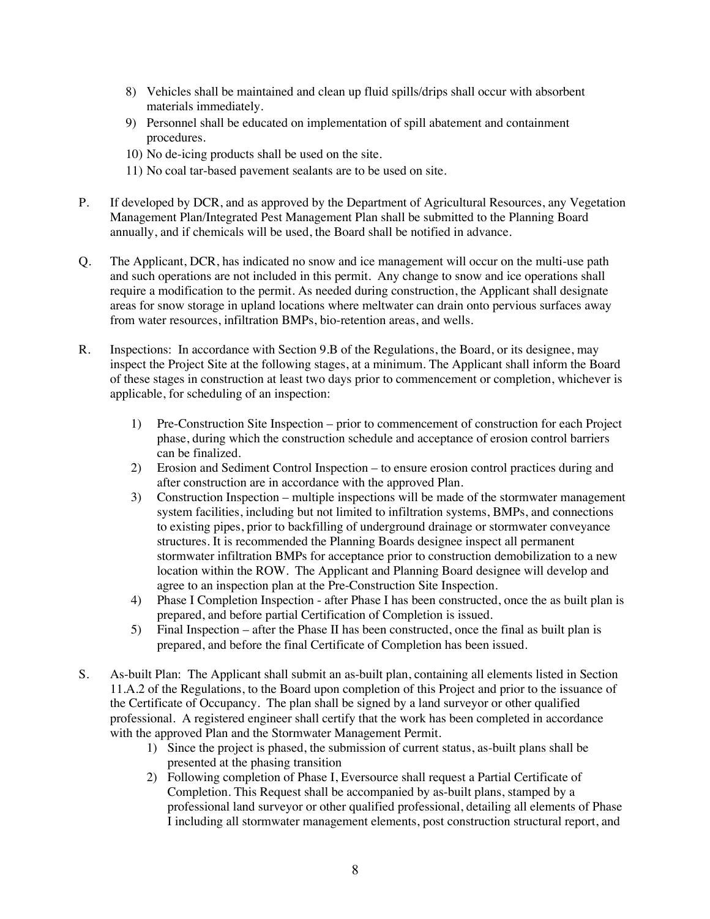8) Vehicles shall be maintained and clean up fluid spills/drips shall occur with absorbent materials immediately.
9) Personnel shall be educated on implementation of spill abatement and containment procedures.
10) No de-icing products shall be used on the site.
11) No coal tar-based pavement sealants are to be used on site.

P. If developed by DCR, and as approved by the Department of Agricultural Resources, any Vegetation Management Plan/Integrated Pest Management Plan shall be submitted to the Planning Board annually, and if chemicals will be used, the Board shall be notified in advance.

Q. The Applicant, DCR, has indicated no snow and ice management will occur on the multi-use path and such operations are not included in this permit. Any change to snow and ice operations shall require a modification to the permit. As needed during construction, the Applicant shall designate areas for snow storage in upland locations where meltwater can drain onto pervious surfaces away from water resources, infiltration BMPs, bio-retention areas, and wells.

R. Inspections: In accordance with Section 9.B of the Regulations, the Board, or its designee, may inspect the Project Site at the following stages, at a minimum. The Applicant shall inform the Board of these stages in construction at least two days prior to commencement or completion, whichever is applicable, for scheduling of an inspection:

1) Pre-Construction Site Inspection – prior to commencement of construction for each Project phase, during which the construction schedule and acceptance of erosion control barriers can be finalized.
2) Erosion and Sediment Control Inspection – to ensure erosion control practices during and after construction are in accordance with the approved Plan.
3) Construction Inspection – multiple inspections will be made of the stormwater management system facilities, including but not limited to infiltration systems, BMPs, and connections to existing pipes, prior to backfilling of underground drainage or stormwater conveyance structures. It is recommended the Planning Boards designee inspect all permanent stormwater infiltration BMPs for acceptance prior to construction demobilization to a new location within the ROW. The Applicant and Planning Board designee will develop and agree to an inspection plan at the Pre-Construction Site Inspection.
4) Phase I Completion Inspection - after Phase I has been constructed, once the as built plan is prepared, and before partial Certification of Completion is issued.
5) Final Inspection – after the Phase II has been constructed, once the final as built plan is prepared, and before the final Certificate of Completion has been issued.

S. As-built Plan: The Applicant shall submit an as-built plan, containing all elements listed in Section 11.A.2 of the Regulations, to the Board upon completion of this Project and prior to the issuance of the Certificate of Occupancy. The plan shall be signed by a land surveyor or other qualified professional. A registered engineer shall certify that the work has been completed in accordance with the approved Plan and the Stormwater Management Permit.

1) Since the project is phased, the submission of current status, as-built plans shall be presented at the phasing transition
2) Following completion of Phase I, Eversource shall request a Partial Certificate of Completion. This Request shall be accompanied by as-built plans, stamped by a professional land surveyor or other qualified professional, detailing all elements of Phase I including all stormwater management elements, post construction structural report, and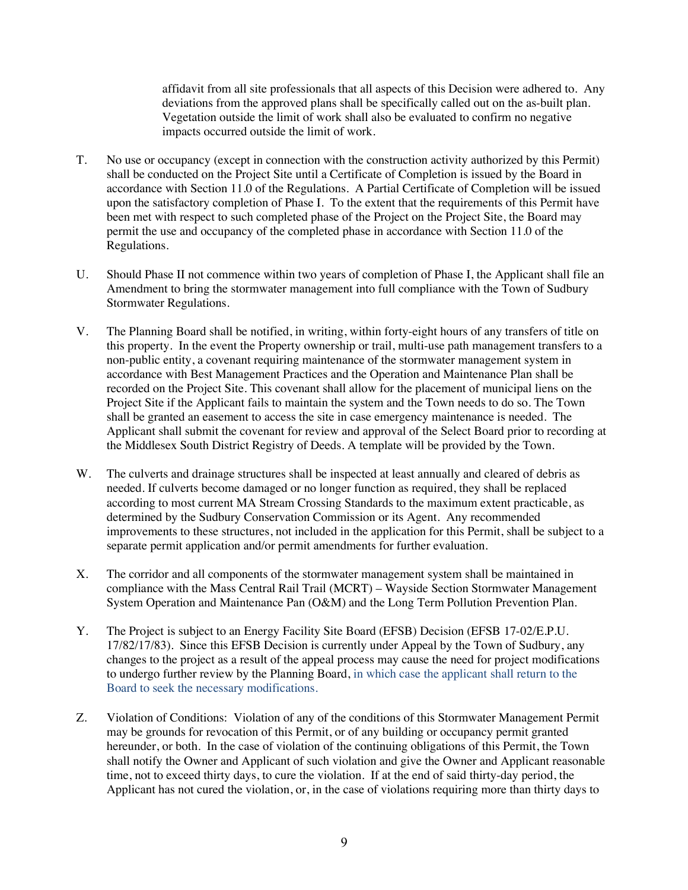affidavit from all site professionals that all aspects of this Decision were adhered to. Any deviations from the approved plans shall be specifically called out on the as-built plan. Vegetation outside the limit of work shall also be evaluated to confirm no negative impacts occurred outside the limit of work.

T. No use or occupancy (except in connection with the construction activity authorized by this Permit) shall be conducted on the Project Site until a Certificate of Completion is issued by the Board in accordance with Section 11.0 of the Regulations. A Partial Certificate of Completion will be issued upon the satisfactory completion of Phase I. To the extent that the requirements of this Permit have been met with respect to such completed phase of the Project on the Project Site, the Board may permit the use and occupancy of the completed phase in accordance with Section 11.0 of the Regulations.

U. Should Phase II not commence within two years of completion of Phase I, the Applicant shall file an Amendment to bring the stormwater management into full compliance with the Town of Sudbury Stormwater Regulations.

V. The Planning Board shall be notified, in writing, within forty-eight hours of any transfers of title on this property. In the event the Property ownership or trail, multi-use path management transfers to a non-public entity, a covenant requiring maintenance of the stormwater management system in accordance with Best Management Practices and the Operation and Maintenance Plan shall be recorded on the Project Site. This covenant shall allow for the placement of municipal liens on the Project Site if the Applicant fails to maintain the system and the Town needs to do so. The Town shall be granted an easement to access the site in case emergency maintenance is needed. The Applicant shall submit the covenant for review and approval of the Select Board prior to recording at the Middlesex South District Registry of Deeds. A template will be provided by the Town.

W. The culverts and drainage structures shall be inspected at least annually and cleared of debris as needed. If culverts become damaged or no longer function as required, they shall be replaced according to most current MA Stream Crossing Standards to the maximum extent practicable, as determined by the Sudbury Conservation Commission or its Agent. Any recommended improvements to these structures, not included in the application for this Permit, shall be subject to a separate permit application and/or permit amendments for further evaluation.

X. The corridor and all components of the stormwater management system shall be maintained in compliance with the Mass Central Rail Trail (MCRT) – Wayside Section Stormwater Management System Operation and Maintenance Pan (O&M) and the Long Term Pollution Prevention Plan.

Y. The Project is subject to an Energy Facility Site Board (EFSB) Decision (EFSB 17-02/E.P.U. 17/82/17/83). Since this EFSB Decision is currently under Appeal by the Town of Sudbury, any changes to the project as a result of the appeal process may cause the need for project modifications to undergo further review by the Planning Board, in which case the applicant shall return to the Board to seek the necessary modifications.

Z. Violation of Conditions: Violation of any of the conditions of this Stormwater Management Permit may be grounds for revocation of this Permit, or of any building or occupancy permit granted hereunder, or both. In the case of violation of the continuing obligations of this Permit, the Town shall notify the Owner and Applicant of such violation and give the Owner and Applicant reasonable time, not to exceed thirty days, to cure the violation. If at the end of said thirty-day period, the Applicant has not cured the violation, or, in the case of violations requiring more than thirty days to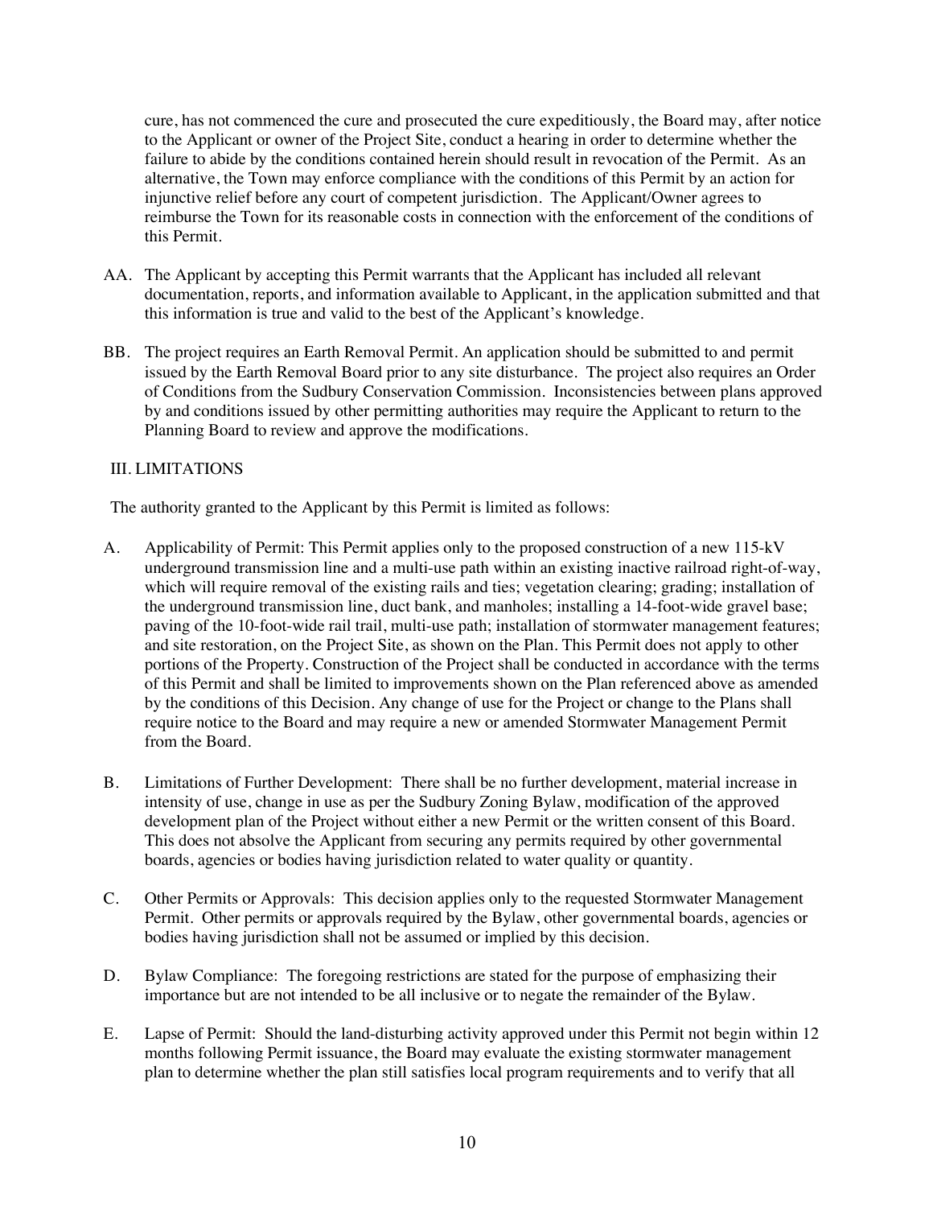cure, has not commenced the cure and prosecuted the cure expeditiously, the Board may, after notice to the Applicant or owner of the Project Site, conduct a hearing in order to determine whether the failure to abide by the conditions contained herein should result in revocation of the Permit. As an alternative, the Town may enforce compliance with the conditions of this Permit by an action for injunctive relief before any court of competent jurisdiction. The Applicant/Owner agrees to reimburse the Town for its reasonable costs in connection with the enforcement of the conditions of this Permit.

AA. The Applicant by accepting this Permit warrants that the Applicant has included all relevant documentation, reports, and information available to Applicant, in the application submitted and that this information is true and valid to the best of the Applicant's knowledge.

BB. The project requires an Earth Removal Permit. An application should be submitted to and permit issued by the Earth Removal Board prior to any site disturbance. The project also requires an Order of Conditions from the Sudbury Conservation Commission. Inconsistencies between plans approved by and conditions issued by other permitting authorities may require the Applicant to return to the Planning Board to review and approve the modifications.

## III. LIMITATIONS

The authority granted to the Applicant by this Permit is limited as follows:

A. Applicability of Permit: This Permit applies only to the proposed construction of a new 115-kV underground transmission line and a multi-use path within an existing inactive railroad right-of-way, which will require removal of the existing rails and ties; vegetation clearing; grading; installation of the underground transmission line, duct bank, and manholes; installing a 14-foot-wide gravel base; paving of the 10-foot-wide rail trail, multi-use path; installation of stormwater management features; and site restoration, on the Project Site, as shown on the Plan. This Permit does not apply to other portions of the Property. Construction of the Project shall be conducted in accordance with the terms of this Permit and shall be limited to improvements shown on the Plan referenced above as amended by the conditions of this Decision. Any change of use for the Project or change to the Plans shall require notice to the Board and may require a new or amended Stormwater Management Permit from the Board.

B. Limitations of Further Development: There shall be no further development, material increase in intensity of use, change in use as per the Sudbury Zoning Bylaw, modification of the approved development plan of the Project without either a new Permit or the written consent of this Board. This does not absolve the Applicant from securing any permits required by other governmental boards, agencies or bodies having jurisdiction related to water quality or quantity.

C. Other Permits or Approvals: This decision applies only to the requested Stormwater Management Permit. Other permits or approvals required by the Bylaw, other governmental boards, agencies or bodies having jurisdiction shall not be assumed or implied by this decision.

D. Bylaw Compliance: The foregoing restrictions are stated for the purpose of emphasizing their importance but are not intended to be all inclusive or to negate the remainder of the Bylaw.

E. Lapse of Permit: Should the land-disturbing activity approved under this Permit not begin within 12 months following Permit issuance, the Board may evaluate the existing stormwater management plan to determine whether the plan still satisfies local program requirements and to verify that all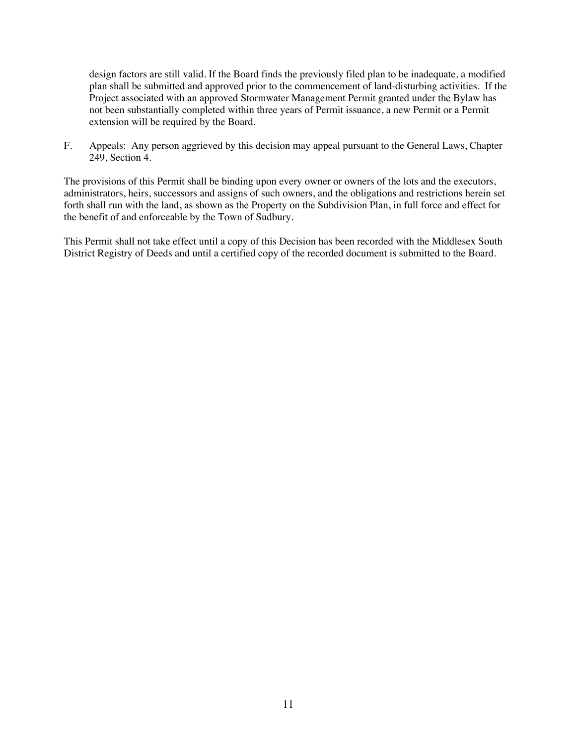design factors are still valid. If the Board finds the previously filed plan to be inadequate, a modified plan shall be submitted and approved prior to the commencement of land-disturbing activities. If the Project associated with an approved Stormwater Management Permit granted under the Bylaw has not been substantially completed within three years of Permit issuance, a new Permit or a Permit extension will be required by the Board.

F. Appeals: Any person aggrieved by this decision may appeal pursuant to the General Laws, Chapter 249, Section 4.

The provisions of this Permit shall be binding upon every owner or owners of the lots and the executors, administrators, heirs, successors and assigns of such owners, and the obligations and restrictions herein set forth shall run with the land, as shown as the Property on the Subdivision Plan, in full force and effect for the benefit of and enforceable by the Town of Sudbury.

This Permit shall not take effect until a copy of this Decision has been recorded with the Middlesex South District Registry of Deeds and until a certified copy of the recorded document is submitted to the Board.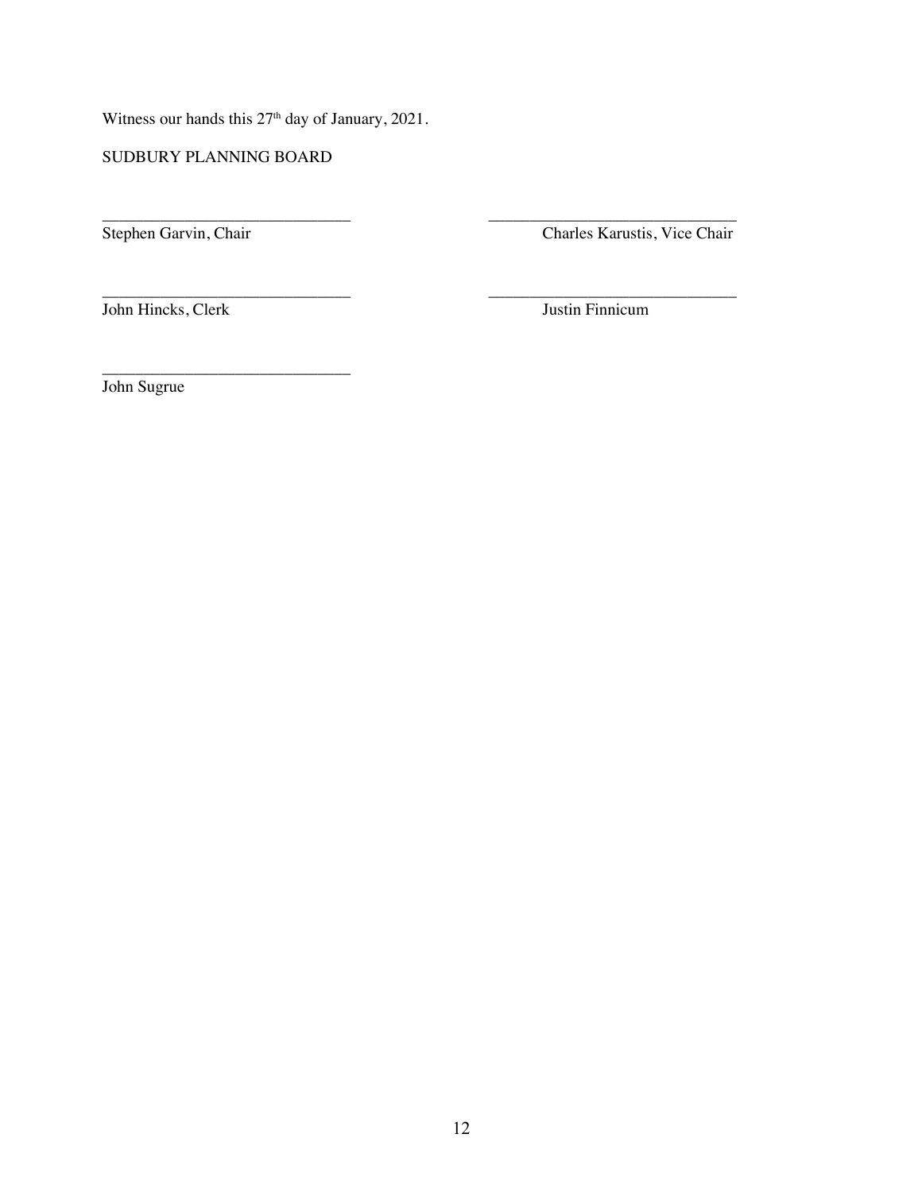Witness our hands this 27th day of January, 2021.

SUDBURY PLANNING BOARD

| | |
|---|---|
| \_\_\_\_\_\_\_\_\_\_\_\_\_\_\_\_\_\_\_\_\_\_\_\_\_\_\_\_\_\_ | \_\_\_\_\_\_\_\_\_\_\_\_\_\_\_\_\_\_\_\_\_\_\_\_\_\_\_\_\_\_ |
| Stephen Garvin, Chair | Charles Karustis, Vice Chair |
| \_\_\_\_\_\_\_\_\_\_\_\_\_\_\_\_\_\_\_\_\_\_\_\_\_\_\_\_\_\_ | \_\_\_\_\_\_\_\_\_\_\_\_\_\_\_\_\_\_\_\_\_\_\_\_\_\_\_\_\_\_ |
| John Hincks, Clerk | Justin Finnicum |
| \_\_\_\_\_\_\_\_\_\_\_\_\_\_\_\_\_\_\_\_\_\_\_\_\_\_\_\_\_\_ | |
| John Sugrue | |